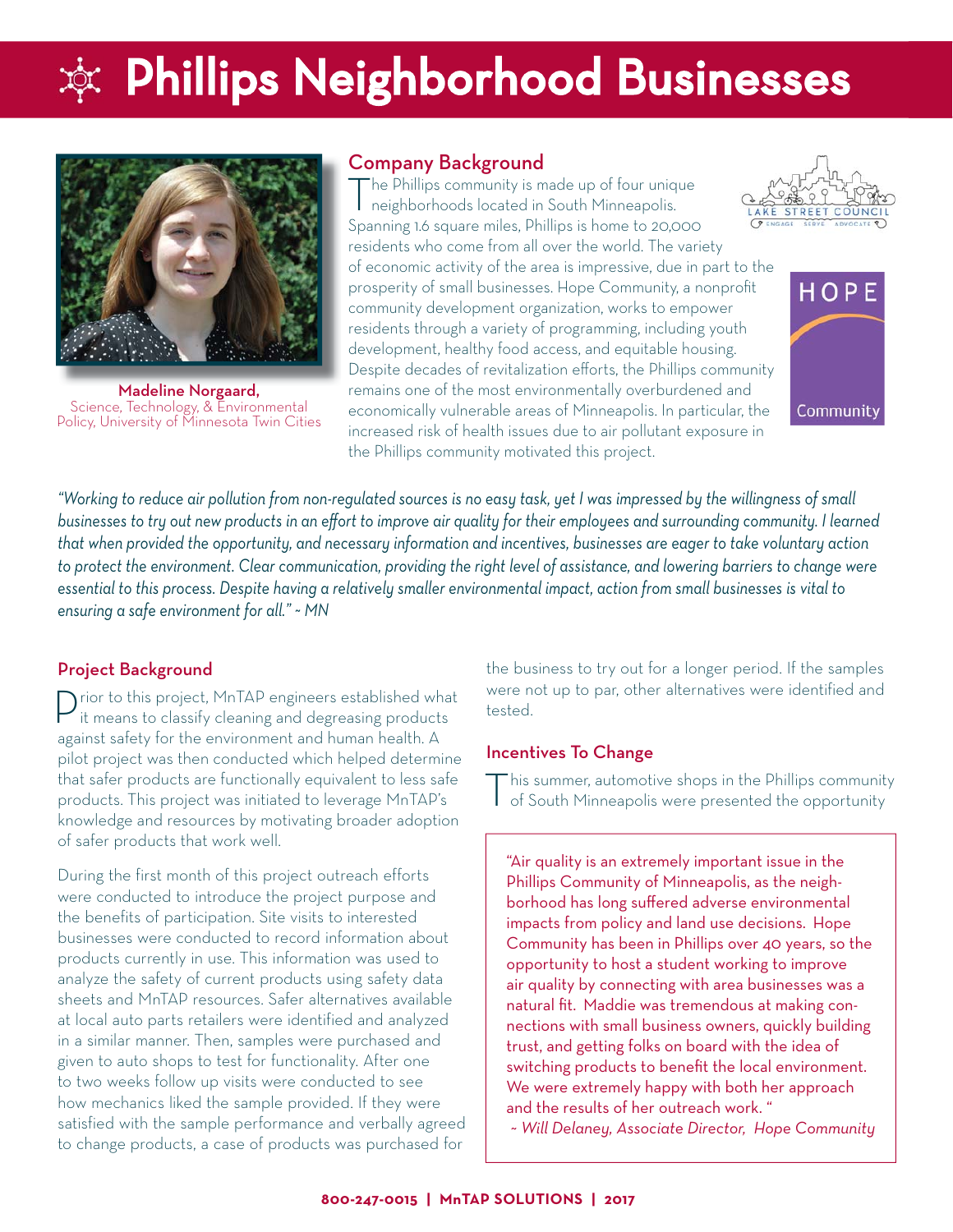# Phillips Neighborhood Businesses

**Madeline Norgaard,**
Science, Technology, & Environmental Policy, University of Minnesota Twin Cities

## Company Background

The Phillips community is made up of four unique neighborhoods located in South Minneapolis. Spanning 1.6 square miles, Phillips is home to 20,000 residents who come from all over the world. The variety of economic activity of the area is impressive, due in part to the prosperity of small businesses. Hope Community, a nonprofit community development organization, works to empower residents through a variety of programming, including youth development, healthy food access, and equitable housing. Despite decades of revitalization efforts, the Phillips community remains one of the most environmentally overburdened and economically vulnerable areas of Minneapolis. In particular, the increased risk of health issues due to air pollutant exposure in the Phillips community motivated this project.

*"Working to reduce air pollution from non-regulated sources is no easy task, yet I was impressed by the willingness of small businesses to try out new products in an effort to improve air quality for their employees and surrounding community. I learned that when provided the opportunity, and necessary information and incentives, businesses are eager to take voluntary action to protect the environment. Clear communication, providing the right level of assistance, and lowering barriers to change were essential to this process. Despite having a relatively smaller environmental impact, action from small businesses is vital to ensuring a safe environment for all." ~ MN*

## Project Background

Prior to this project, MnTAP engineers established what it means to classify cleaning and degreasing products against safety for the environment and human health. A pilot project was then conducted which helped determine that safer products are functionally equivalent to less safe products. This project was initiated to leverage MnTAP's knowledge and resources by motivating broader adoption of safer products that work well.

During the first month of this project outreach efforts were conducted to introduce the project purpose and the benefits of participation. Site visits to interested businesses were conducted to record information about products currently in use. This information was used to analyze the safety of current products using safety data sheets and MnTAP resources. Safer alternatives available at local auto parts retailers were identified and analyzed in a similar manner. Then, samples were purchased and given to auto shops to test for functionality. After one to two weeks follow up visits were conducted to see how mechanics liked the sample provided. If they were satisfied with the sample performance and verbally agreed to change products, a case of products was purchased for the business to try out for a longer period. If the samples were not up to par, other alternatives were identified and tested.

## Incentives To Change

This summer, automotive shops in the Phillips community of South Minneapolis were presented the opportunity

> "Air quality is an extremely important issue in the Phillips Community of Minneapolis, as the neighborhood has long suffered adverse environmental impacts from policy and land use decisions. Hope Community has been in Phillips over 40 years, so the opportunity to host a student working to improve air quality by connecting with area businesses was a natural fit. Maddie was tremendous at making connections with small business owners, quickly building trust, and getting folks on board with the idea of switching products to benefit the local environment. We were extremely happy with both her approach and the results of her outreach work. "
>
> *~ Will Delaney, Associate Director, Hope Community*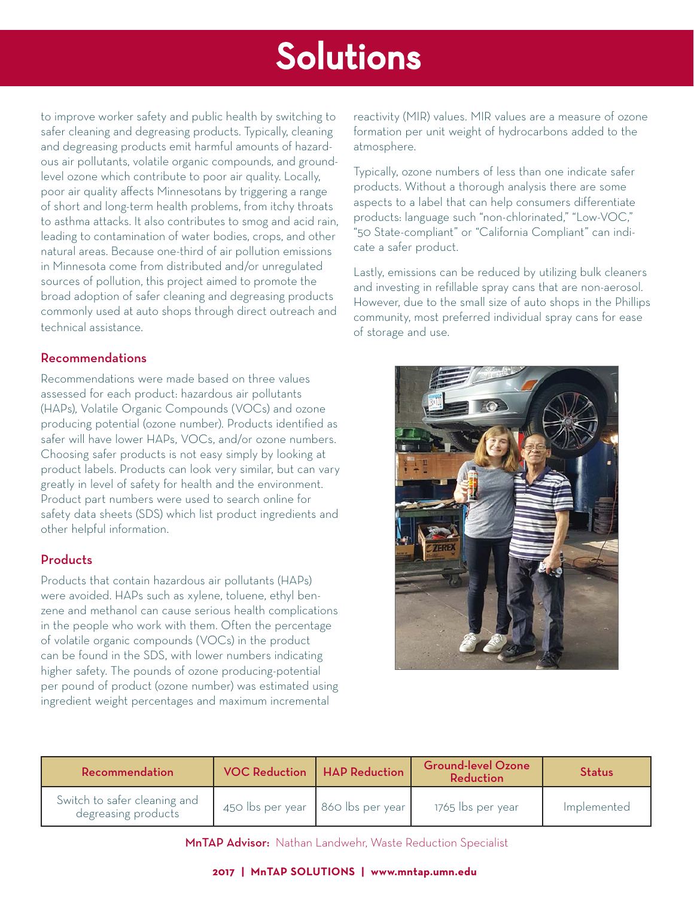# Solutions

to improve worker safety and public health by switching to safer cleaning and degreasing products. Typically, cleaning and degreasing products emit harmful amounts of hazardous air pollutants, volatile organic compounds, and ground-level ozone which contribute to poor air quality. Locally, poor air quality affects Minnesotans by triggering a range of short and long-term health problems, from itchy throats to asthma attacks. It also contributes to smog and acid rain, leading to contamination of water bodies, crops, and other natural areas. Because one-third of air pollution emissions in Minnesota come from distributed and/or unregulated sources of pollution, this project aimed to promote the broad adoption of safer cleaning and degreasing products commonly used at auto shops through direct outreach and technical assistance.

## Recommendations

Recommendations were made based on three values assessed for each product: hazardous air pollutants (HAPs), Volatile Organic Compounds (VOCs) and ozone producing potential (ozone number). Products identified as safer will have lower HAPs, VOCs, and/or ozone numbers. Choosing safer products is not easy simply by looking at product labels. Products can look very similar, but can vary greatly in level of safety for health and the environment. Product part numbers were used to search online for safety data sheets (SDS) which list product ingredients and other helpful information.

## Products

Products that contain hazardous air pollutants (HAPs) were avoided. HAPs such as xylene, toluene, ethyl benzene and methanol can cause serious health complications in the people who work with them. Often the percentage of volatile organic compounds (VOCs) in the product can be found in the SDS, with lower numbers indicating higher safety. The pounds of ozone producing-potential per pound of product (ozone number) was estimated using ingredient weight percentages and maximum incremental reactivity (MIR) values. MIR values are a measure of ozone formation per unit weight of hydrocarbons added to the atmosphere.

Typically, ozone numbers of less than one indicate safer products. Without a thorough analysis there are some aspects to a label that can help consumers differentiate products: language such "non-chlorinated," "Low-VOC," "50 State-compliant" or "California Compliant" can indicate a safer product.

Lastly, emissions can be reduced by utilizing bulk cleaners and investing in refillable spray cans that are non-aerosol. However, due to the small size of auto shops in the Phillips community, most preferred individual spray cans for ease of storage and use.

| Recommendation | VOC Reduction | HAP Reduction | Ground-level Ozone Reduction | Status |
|---|---|---|---|---|
| Switch to safer cleaning and degreasing products | 450 lbs per year | 860 lbs per year | 1765 lbs per year | Implemented |

**MnTAP Advisor:** Nathan Landwehr, Waste Reduction Specialist